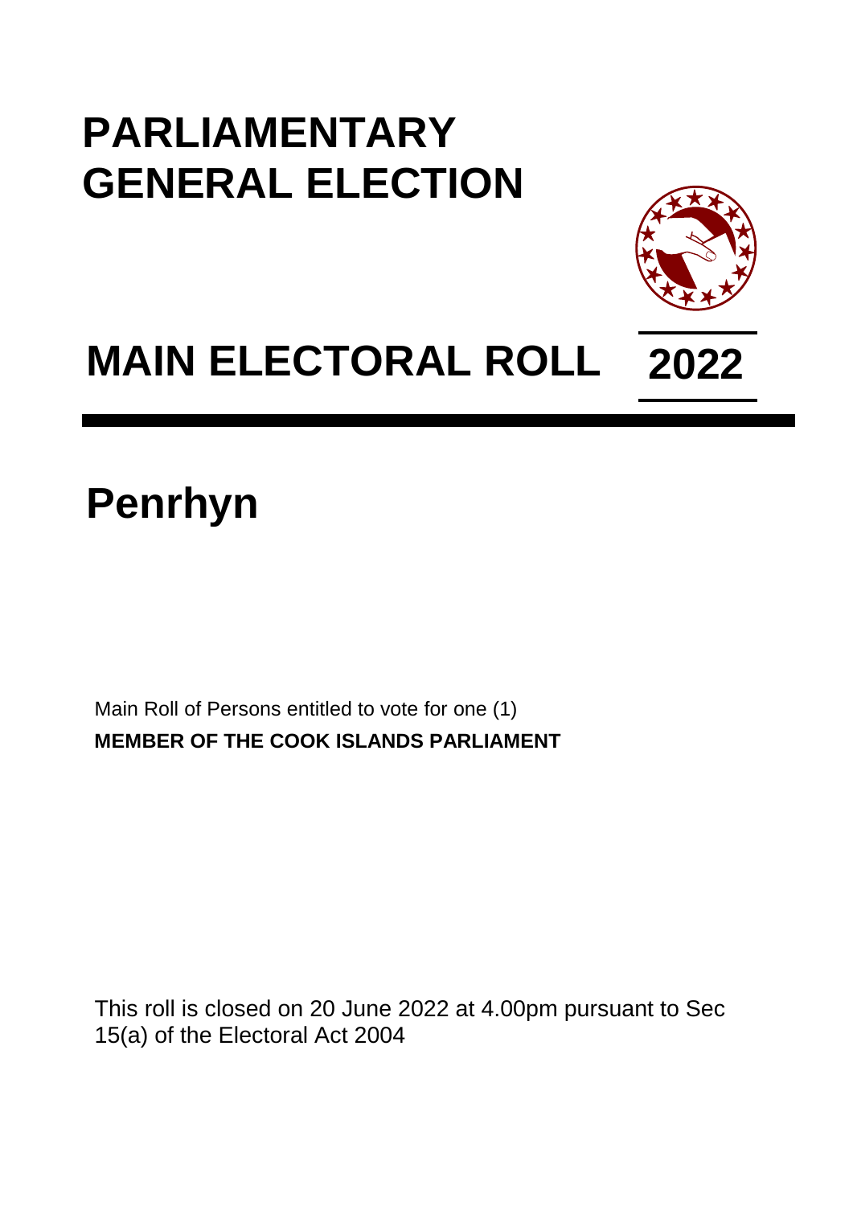# PARLIAMENTARY GENERAL ELECTION

# MAIN ELECTORAL ROLL 2022

## Penrhyn

Main Roll of Persons entitled to vote for one (1)
**MEMBER OF THE COOK ISLANDS PARLIAMENT**

This roll is closed on 20 June 2022 at 4.00pm pursuant to Sec 15(a) of the Electoral Act 2004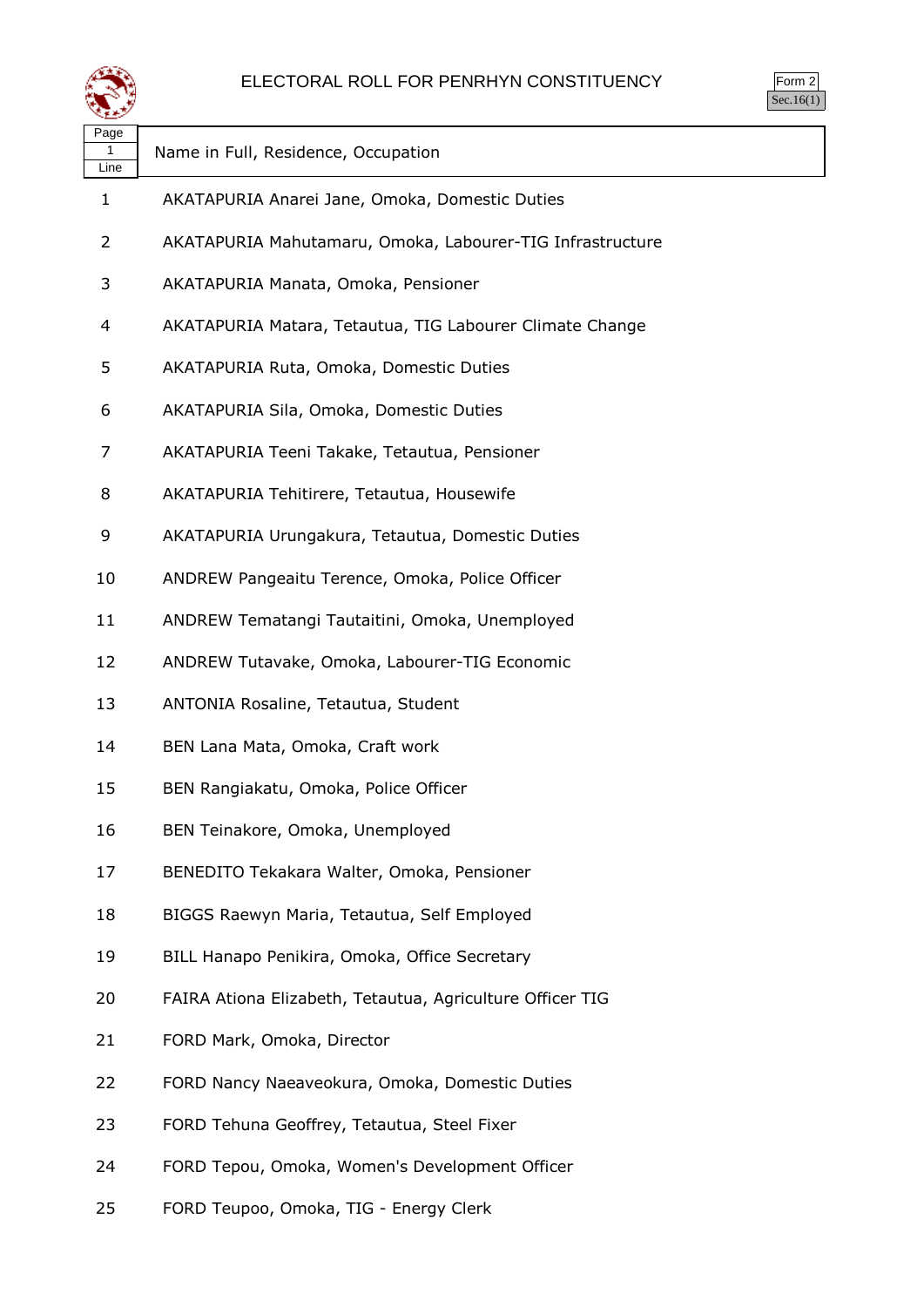# ELECTORAL ROLL FOR PENRHYN CONSTITUENCY

Form 2
Sec.16(1)

| Page 1 Line | Name in Full, Residence, Occupation |
|---|---|
| 1 | AKATAPURIA Anarei Jane, Omoka, Domestic Duties |
| 2 | AKATAPURIA Mahutamaru, Omoka, Labourer-TIG Infrastructure |
| 3 | AKATAPURIA Manata, Omoka, Pensioner |
| 4 | AKATAPURIA Matara, Tetautua, TIG Labourer Climate Change |
| 5 | AKATAPURIA Ruta, Omoka, Domestic Duties |
| 6 | AKATAPURIA Sila, Omoka, Domestic Duties |
| 7 | AKATAPURIA Teeni Takake, Tetautua, Pensioner |
| 8 | AKATAPURIA Tehitirere, Tetautua, Housewife |
| 9 | AKATAPURIA Urungakura, Tetautua, Domestic Duties |
| 10 | ANDREW Pangeaitu Terence, Omoka, Police Officer |
| 11 | ANDREW Tematangi Tautaitini, Omoka, Unemployed |
| 12 | ANDREW Tutavake, Omoka, Labourer-TIG Economic |
| 13 | ANTONIA Rosaline, Tetautua, Student |
| 14 | BEN Lana Mata, Omoka, Craft work |
| 15 | BEN Rangiakatu, Omoka, Police Officer |
| 16 | BEN Teinakore, Omoka, Unemployed |
| 17 | BENEDITO Tekakara Walter, Omoka, Pensioner |
| 18 | BIGGS Raewyn Maria, Tetautua, Self Employed |
| 19 | BILL Hanapo Penikira, Omoka, Office Secretary |
| 20 | FAIRA Ationa Elizabeth, Tetautua, Agriculture Officer TIG |
| 21 | FORD Mark, Omoka, Director |
| 22 | FORD Nancy Naeaveokura, Omoka, Domestic Duties |
| 23 | FORD Tehuna Geoffrey, Tetautua, Steel Fixer |
| 24 | FORD Tepou, Omoka, Women's Development Officer |
| 25 | FORD Teupoo, Omoka, TIG - Energy Clerk |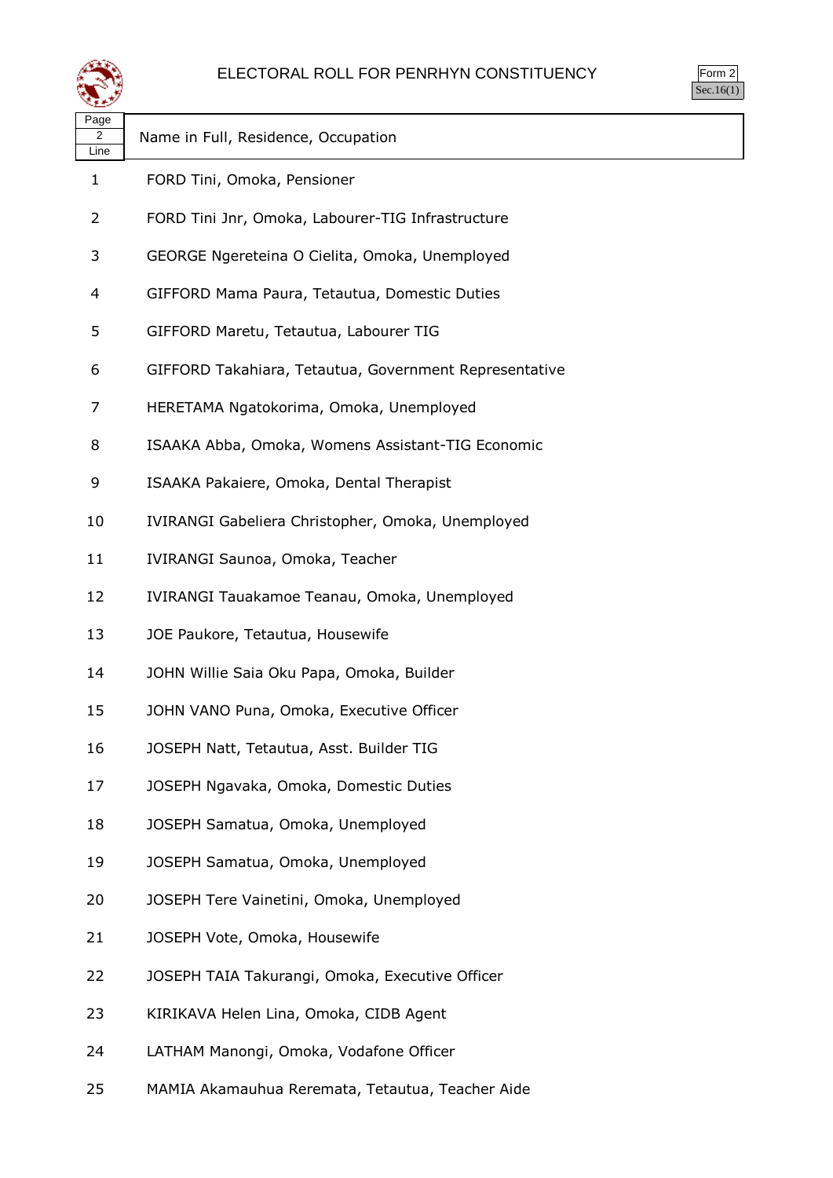# ELECTORAL ROLL FOR PENRHYN CONSTITUENCY

Form 2
Sec.16(1)

| Page 2 Line | Name in Full, Residence, Occupation |
|---|---|
| 1 | FORD Tini, Omoka, Pensioner |
| 2 | FORD Tini Jnr, Omoka, Labourer-TIG Infrastructure |
| 3 | GEORGE Ngereteina O Cielita, Omoka, Unemployed |
| 4 | GIFFORD Mama Paura, Tetautua, Domestic Duties |
| 5 | GIFFORD Maretu, Tetautua, Labourer TIG |
| 6 | GIFFORD Takahiara, Tetautua, Government Representative |
| 7 | HERETAMA Ngatokorima, Omoka, Unemployed |
| 8 | ISAAKA Abba, Omoka, Womens Assistant-TIG Economic |
| 9 | ISAAKA Pakaiere, Omoka, Dental Therapist |
| 10 | IVIRANGI Gabeliera Christopher, Omoka, Unemployed |
| 11 | IVIRANGI Saunoa, Omoka, Teacher |
| 12 | IVIRANGI Tauakamoe Teanau, Omoka, Unemployed |
| 13 | JOE Paukore, Tetautua, Housewife |
| 14 | JOHN Willie Saia Oku Papa, Omoka, Builder |
| 15 | JOHN VANO Puna, Omoka, Executive Officer |
| 16 | JOSEPH Natt, Tetautua, Asst. Builder TIG |
| 17 | JOSEPH Ngavaka, Omoka, Domestic Duties |
| 18 | JOSEPH Samatua, Omoka, Unemployed |
| 19 | JOSEPH Samatua, Omoka, Unemployed |
| 20 | JOSEPH Tere Vainetini, Omoka, Unemployed |
| 21 | JOSEPH Vote, Omoka, Housewife |
| 22 | JOSEPH TAIA Takurangi, Omoka, Executive Officer |
| 23 | KIRIKAVA Helen Lina, Omoka, CIDB Agent |
| 24 | LATHAM Manongi, Omoka, Vodafone Officer |
| 25 | MAMIA Akamauhua Reremata, Tetautua, Teacher Aide |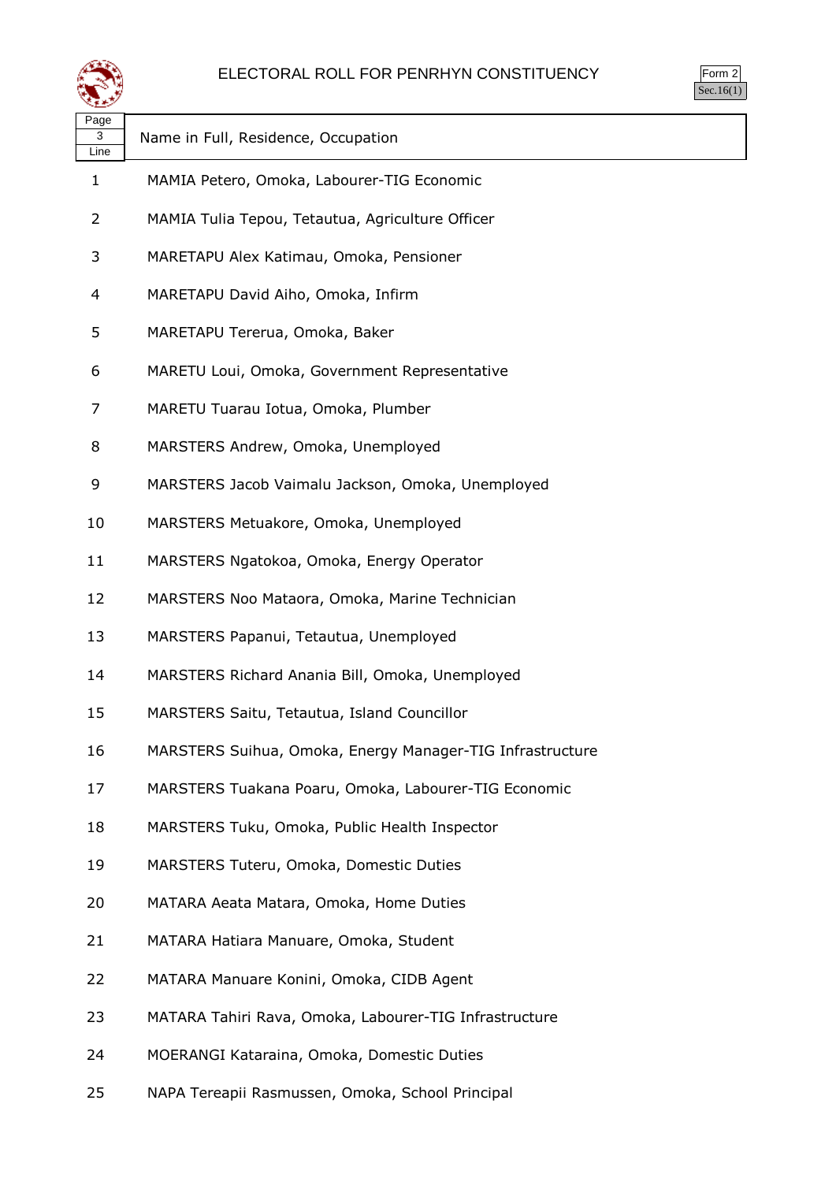# ELECTORAL ROLL FOR PENRHYN CONSTITUENCY

Form 2
Sec.16(1)

| Page 3 Line | Name in Full, Residence, Occupation |
|---|---|
| 1 | MAMIA Petero, Omoka, Labourer-TIG Economic |
| 2 | MAMIA Tulia Tepou, Tetautua, Agriculture Officer |
| 3 | MARETAPU Alex Katimau, Omoka, Pensioner |
| 4 | MARETAPU David Aiho, Omoka, Infirm |
| 5 | MARETAPU Tererua, Omoka, Baker |
| 6 | MARETU Loui, Omoka, Government Representative |
| 7 | MARETU Tuarau Iotua, Omoka, Plumber |
| 8 | MARSTERS Andrew, Omoka, Unemployed |
| 9 | MARSTERS Jacob Vaimalu Jackson, Omoka, Unemployed |
| 10 | MARSTERS Metuakore, Omoka, Unemployed |
| 11 | MARSTERS Ngatokoa, Omoka, Energy Operator |
| 12 | MARSTERS Noo Mataora, Omoka, Marine Technician |
| 13 | MARSTERS Papanui, Tetautua, Unemployed |
| 14 | MARSTERS Richard Anania Bill, Omoka, Unemployed |
| 15 | MARSTERS Saitu, Tetautua, Island Councillor |
| 16 | MARSTERS Suihua, Omoka, Energy Manager-TIG Infrastructure |
| 17 | MARSTERS Tuakana Poaru, Omoka, Labourer-TIG Economic |
| 18 | MARSTERS Tuku, Omoka, Public Health Inspector |
| 19 | MARSTERS Tuteru, Omoka, Domestic Duties |
| 20 | MATARA Aeata Matara, Omoka, Home Duties |
| 21 | MATARA Hatiara Manuare, Omoka, Student |
| 22 | MATARA Manuare Konini, Omoka, CIDB Agent |
| 23 | MATARA Tahiri Rava, Omoka, Labourer-TIG Infrastructure |
| 24 | MOERANGI Kataraina, Omoka, Domestic Duties |
| 25 | NAPA Tereapii Rasmussen, Omoka, School Principal |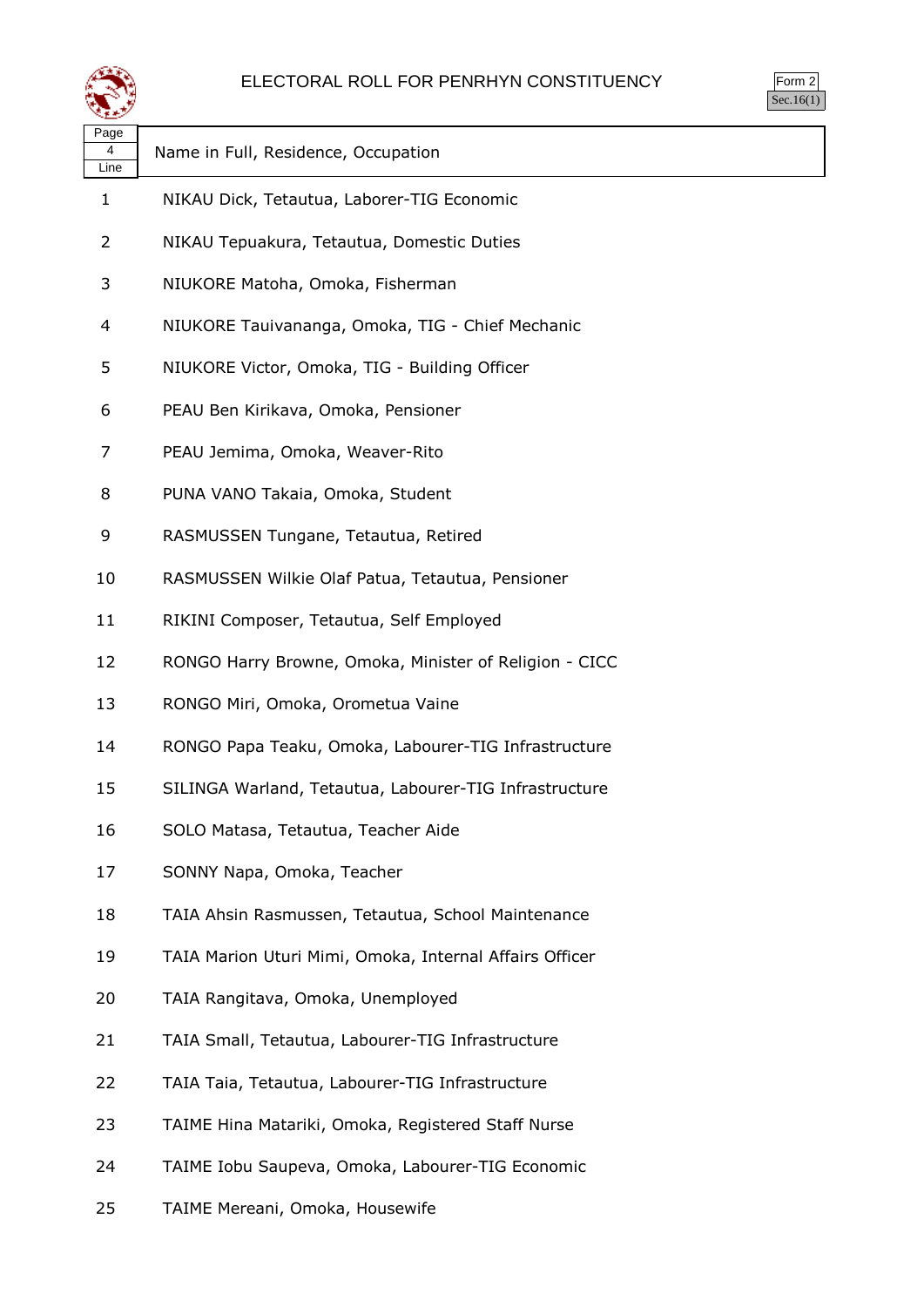# ELECTORAL ROLL FOR PENRHYN CONSTITUENCY

Form 2
Sec.16(1)

| Page 4 Line | Name in Full, Residence, Occupation |
|---|---|
| 1 | NIKAU Dick, Tetautua, Laborer-TIG Economic |
| 2 | NIKAU Tepuakura, Tetautua, Domestic Duties |
| 3 | NIUKORE Matoha, Omoka, Fisherman |
| 4 | NIUKORE Tauivananga, Omoka, TIG - Chief Mechanic |
| 5 | NIUKORE Victor, Omoka, TIG - Building Officer |
| 6 | PEAU Ben Kirikava, Omoka, Pensioner |
| 7 | PEAU Jemima, Omoka, Weaver-Rito |
| 8 | PUNA VANO Takaia, Omoka, Student |
| 9 | RASMUSSEN Tungane, Tetautua, Retired |
| 10 | RASMUSSEN Wilkie Olaf Patua, Tetautua, Pensioner |
| 11 | RIKINI Composer, Tetautua, Self Employed |
| 12 | RONGO Harry Browne, Omoka, Minister of Religion - CICC |
| 13 | RONGO Miri, Omoka, Orometua Vaine |
| 14 | RONGO Papa Teaku, Omoka, Labourer-TIG Infrastructure |
| 15 | SILINGA Warland, Tetautua, Labourer-TIG Infrastructure |
| 16 | SOLO Matasa, Tetautua, Teacher Aide |
| 17 | SONNY Napa, Omoka, Teacher |
| 18 | TAIA Ahsin Rasmussen, Tetautua, School Maintenance |
| 19 | TAIA Marion Uturi Mimi, Omoka, Internal Affairs Officer |
| 20 | TAIA Rangitava, Omoka, Unemployed |
| 21 | TAIA Small, Tetautua, Labourer-TIG Infrastructure |
| 22 | TAIA Taia, Tetautua, Labourer-TIG Infrastructure |
| 23 | TAIME Hina Matariki, Omoka, Registered Staff Nurse |
| 24 | TAIME Iobu Saupeva, Omoka, Labourer-TIG Economic |
| 25 | TAIME Mereani, Omoka, Housewife |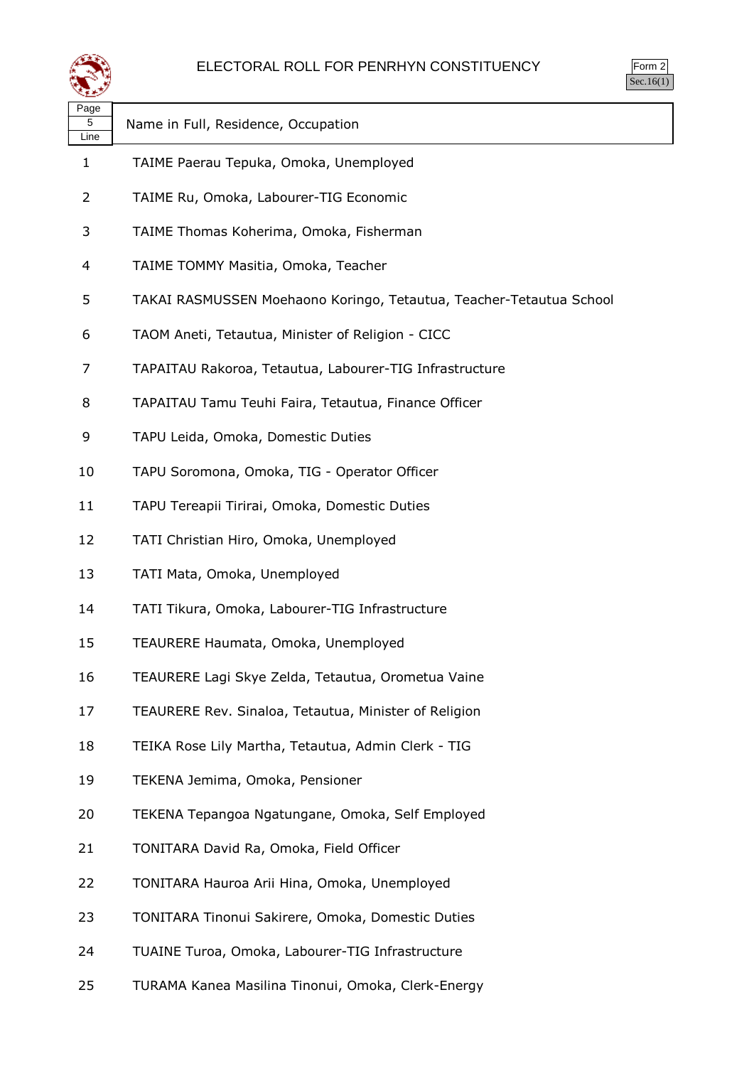# ELECTORAL ROLL FOR PENRHYN CONSTITUENCY

Form 2
Sec.16(1)

| Page 5 Line | Name in Full, Residence, Occupation |
|---|---|
| 1 | TAIME Paerau Tepuka, Omoka, Unemployed |
| 2 | TAIME Ru, Omoka, Labourer-TIG Economic |
| 3 | TAIME Thomas Koherima, Omoka, Fisherman |
| 4 | TAIME TOMMY Masitia, Omoka, Teacher |
| 5 | TAKAI RASMUSSEN Moehaono Koringo, Tetautua, Teacher-Tetautua School |
| 6 | TAOM Aneti, Tetautua, Minister of Religion - CICC |
| 7 | TAPAITAU Rakoroa, Tetautua, Labourer-TIG Infrastructure |
| 8 | TAPAITAU Tamu Teuhi Faira, Tetautua, Finance Officer |
| 9 | TAPU Leida, Omoka, Domestic Duties |
| 10 | TAPU Soromona, Omoka, TIG - Operator Officer |
| 11 | TAPU Tereapii Tirirai, Omoka, Domestic Duties |
| 12 | TATI Christian Hiro, Omoka, Unemployed |
| 13 | TATI Mata, Omoka, Unemployed |
| 14 | TATI Tikura, Omoka, Labourer-TIG Infrastructure |
| 15 | TEAURERE Haumata, Omoka, Unemployed |
| 16 | TEAURERE Lagi Skye Zelda, Tetautua, Orometua Vaine |
| 17 | TEAURERE Rev. Sinaloa, Tetautua, Minister of Religion |
| 18 | TEIKA Rose Lily Martha, Tetautua, Admin Clerk - TIG |
| 19 | TEKENA Jemima, Omoka, Pensioner |
| 20 | TEKENA Tepangoa Ngatungane, Omoka, Self Employed |
| 21 | TONITARA David Ra, Omoka, Field Officer |
| 22 | TONITARA Hauroa Arii Hina, Omoka, Unemployed |
| 23 | TONITARA Tinonui Sakirere, Omoka, Domestic Duties |
| 24 | TUAINE Turoa, Omoka, Labourer-TIG Infrastructure |
| 25 | TURAMA Kanea Masilina Tinonui, Omoka, Clerk-Energy |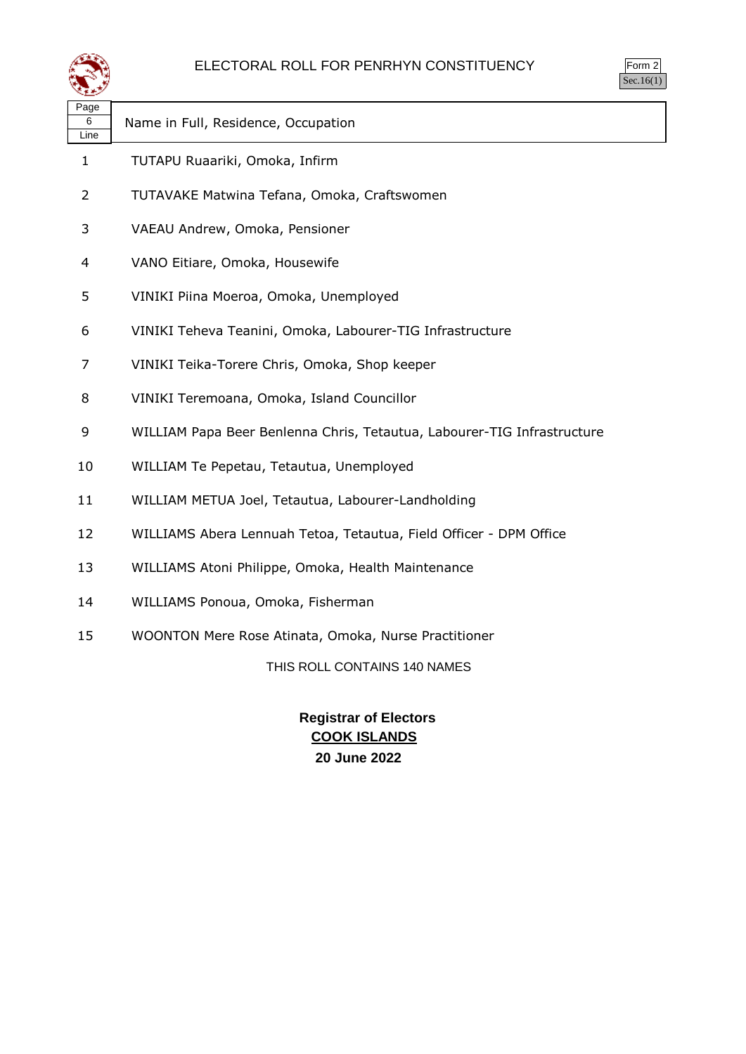# ELECTORAL ROLL FOR PENRHYN CONSTITUENCY

Form 2
Sec.16(1)

| Page 6 Line | Name in Full, Residence, Occupation |
|---|---|
| 1 | TUTAPU Ruaariki, Omoka, Infirm |
| 2 | TUTAVAKE Matwina Tefana, Omoka, Craftswomen |
| 3 | VAEAU Andrew, Omoka, Pensioner |
| 4 | VANO Eitiare, Omoka, Housewife |
| 5 | VINIKI Piina Moeroa, Omoka, Unemployed |
| 6 | VINIKI Teheva Teanini, Omoka, Labourer-TIG Infrastructure |
| 7 | VINIKI Teika-Torere Chris, Omoka, Shop keeper |
| 8 | VINIKI Teremoana, Omoka, Island Councillor |
| 9 | WILLIAM Papa Beer Benlenna Chris, Tetautua, Labourer-TIG Infrastructure |
| 10 | WILLIAM Te Pepetau, Tetautua, Unemployed |
| 11 | WILLIAM METUA Joel, Tetautua, Labourer-Landholding |
| 12 | WILLIAMS Abera Lennuah Tetoa, Tetautua, Field Officer - DPM Office |
| 13 | WILLIAMS Atoni Philippe, Omoka, Health Maintenance |
| 14 | WILLIAMS Ponoua, Omoka, Fisherman |
| 15 | WOONTON Mere Rose Atinata, Omoka, Nurse Practitioner |

THIS ROLL CONTAINS 140 NAMES

**Registrar of Electors**
**COOK ISLANDS**
**20 June 2022**